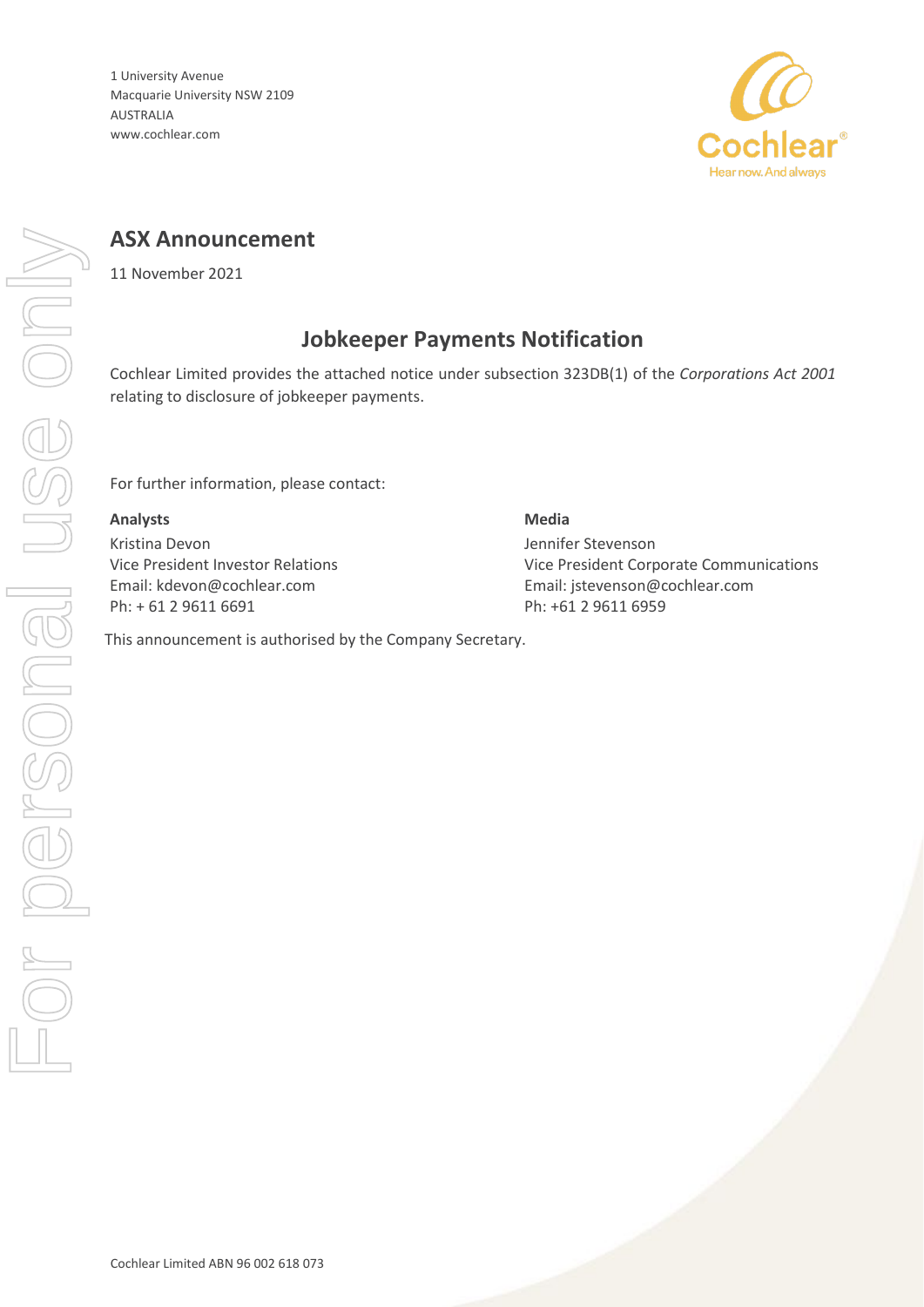1 University Avenue
Macquarie University NSW 2109
AUSTRALIA
www.cochlear.com

# ASX Announcement

11 November 2021

## Jobkeeper Payments Notification

Cochlear Limited provides the attached notice under subsection 323DB(1) of the *Corporations Act 2001* relating to disclosure of jobkeeper payments.

For further information, please contact:

**Analysts**
Kristina Devon
Vice President Investor Relations
Email: kdevon@cochlear.com
Ph: + 61 2 9611 6691

**Media**
Jennifer Stevenson
Vice President Corporate Communications
Email: jstevenson@cochlear.com
Ph: +61 2 9611 6959

This announcement is authorised by the Company Secretary.

Cochlear Limited ABN 96 002 618 073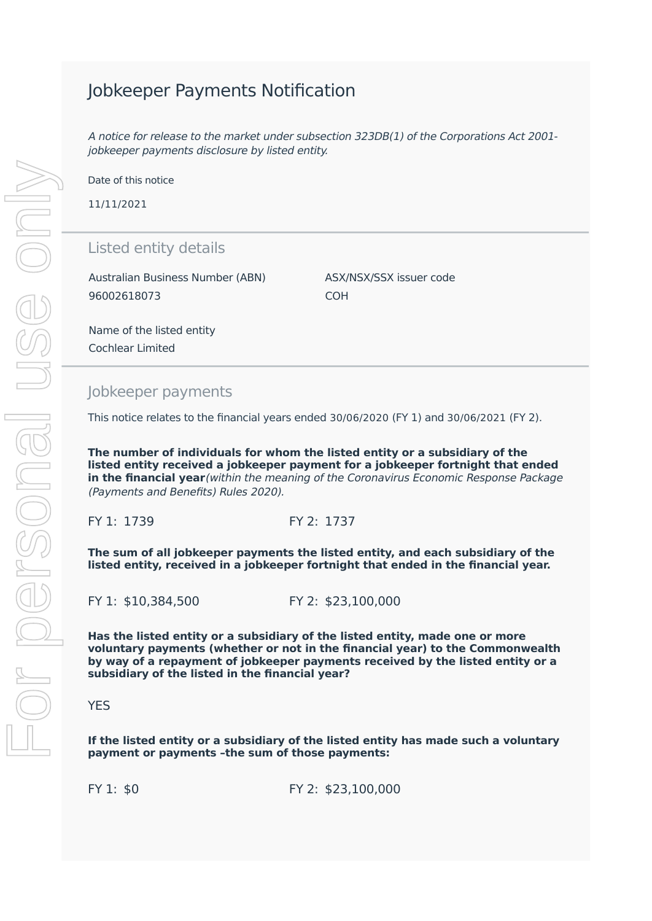# Jobkeeper Payments Notification

*A notice for release to the market under subsection 323DB(1) of the Corporations Act 2001- jobkeeper payments disclosure by listed entity.*

Date of this notice

11/11/2021

## Listed entity details

Australian Business Number (ABN)

96002618073

ASX/NSX/SSX issuer code

COH

Name of the listed entity

Cochlear Limited

## Jobkeeper payments

This notice relates to the financial years ended 30/06/2020 (FY 1) and 30/06/2021 (FY 2).

**The number of individuals for whom the listed entity or a subsidiary of the listed entity received a jobkeeper payment for a jobkeeper fortnight that ended in the financial year***(within the meaning of the Coronavirus Economic Response Package (Payments and Benefits) Rules 2020).*

FY 1: 1739 FY 2: 1737

**The sum of all jobkeeper payments the listed entity, and each subsidiary of the listed entity, received in a jobkeeper fortnight that ended in the financial year.**

FY 1: $10,384,500 FY 2: $23,100,000

**Has the listed entity or a subsidiary of the listed entity, made one or more voluntary payments (whether or not in the financial year) to the Commonwealth by way of a repayment of jobkeeper payments received by the listed entity or a subsidiary of the listed in the financial year?**

YES

**If the listed entity or a subsidiary of the listed entity has made such a voluntary payment or payments –the sum of those payments:**

FY 1: $0 FY 2: $23,100,000